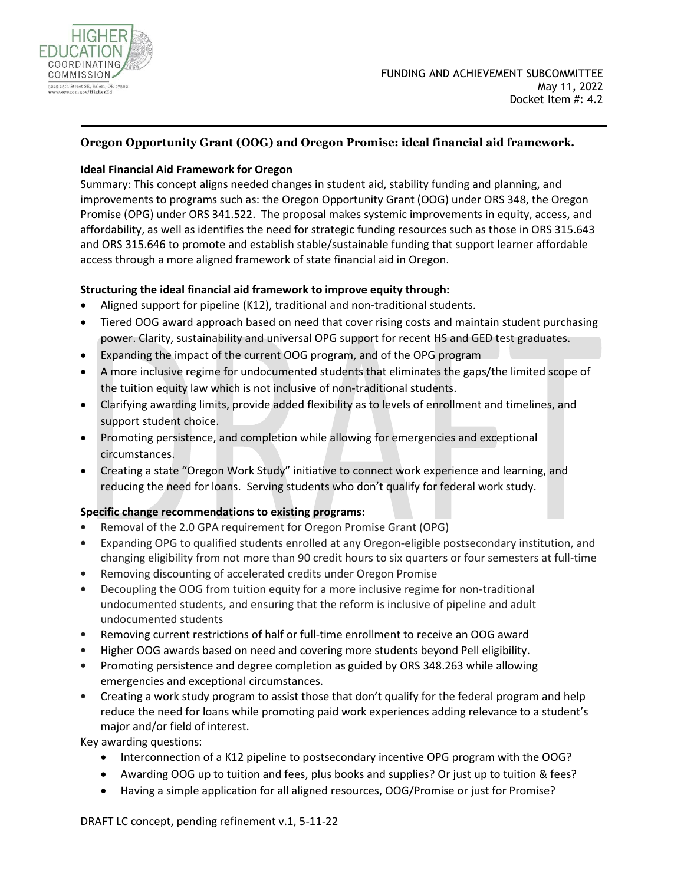FUNDING AND ACHIEVEMENT SUBCOMMITTEE
May 11, 2022
Docket Item #: 4.2

## Oregon Opportunity Grant (OOG) and Oregon Promise: ideal financial aid framework.

### Ideal Financial Aid Framework for Oregon

Summary: This concept aligns needed changes in student aid, stability funding and planning, and improvements to programs such as: the Oregon Opportunity Grant (OOG) under ORS 348, the Oregon Promise (OPG) under ORS 341.522. The proposal makes systemic improvements in equity, access, and affordability, as well as identifies the need for strategic funding resources such as those in ORS 315.643 and ORS 315.646 to promote and establish stable/sustainable funding that support learner affordable access through a more aligned framework of state financial aid in Oregon.

### Structuring the ideal financial aid framework to improve equity through:

- Aligned support for pipeline (K12), traditional and non-traditional students.
- Tiered OOG award approach based on need that cover rising costs and maintain student purchasing power. Clarity, sustainability and universal OPG support for recent HS and GED test graduates.
- Expanding the impact of the current OOG program, and of the OPG program
- A more inclusive regime for undocumented students that eliminates the gaps/the limited scope of the tuition equity law which is not inclusive of non-traditional students.
- Clarifying awarding limits, provide added flexibility as to levels of enrollment and timelines, and support student choice.
- Promoting persistence, and completion while allowing for emergencies and exceptional circumstances.
- Creating a state "Oregon Work Study" initiative to connect work experience and learning, and reducing the need for loans. Serving students who don't qualify for federal work study.

### Specific change recommendations to existing programs:

- Removal of the 2.0 GPA requirement for Oregon Promise Grant (OPG)
- Expanding OPG to qualified students enrolled at any Oregon-eligible postsecondary institution, and changing eligibility from not more than 90 credit hours to six quarters or four semesters at full-time
- Removing discounting of accelerated credits under Oregon Promise
- Decoupling the OOG from tuition equity for a more inclusive regime for non-traditional undocumented students, and ensuring that the reform is inclusive of pipeline and adult undocumented students
- Removing current restrictions of half or full-time enrollment to receive an OOG award
- Higher OOG awards based on need and covering more students beyond Pell eligibility.
- Promoting persistence and degree completion as guided by ORS 348.263 while allowing emergencies and exceptional circumstances.
- Creating a work study program to assist those that don't qualify for the federal program and help reduce the need for loans while promoting paid work experiences adding relevance to a student's major and/or field of interest.

Key awarding questions:

- Interconnection of a K12 pipeline to postsecondary incentive OPG program with the OOG?
- Awarding OOG up to tuition and fees, plus books and supplies? Or just up to tuition & fees?
- Having a simple application for all aligned resources, OOG/Promise or just for Promise?

DRAFT LC concept, pending refinement v.1, 5-11-22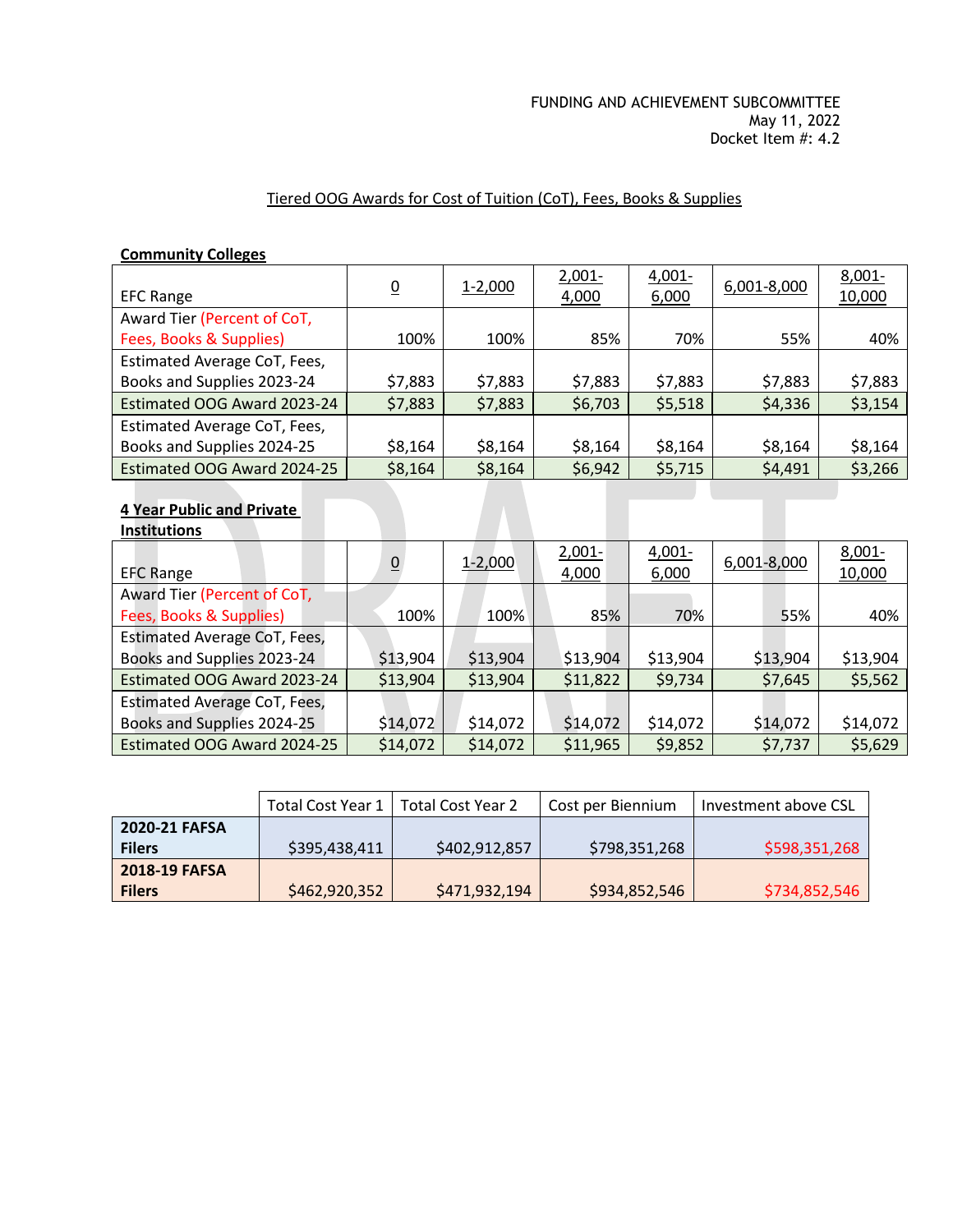FUNDING AND ACHIEVEMENT SUBCOMMITTEE
May 11, 2022
Docket Item #: 4.2

## Tiered OOG Awards for Cost of Tuition (CoT), Fees, Books & Supplies

**Community Colleges**

| EFC Range | 0 | 1-2,000 | 2,001-4,000 | 4,001-6,000 | 6,001-8,000 | 8,001-10,000 |
|---|---|---|---|---|---|---|
| Award Tier (Percent of CoT, Fees, Books & Supplies) | 100% | 100% | 85% | 70% | 55% | 40% |
| Estimated Average CoT, Fees, Books and Supplies 2023-24 | $7,883 | $7,883 | $7,883 | $7,883 | $7,883 | $7,883 |
| Estimated OOG Award 2023-24 | $7,883 | $7,883 | $6,703 | $5,518 | $4,336 | $3,154 |
| Estimated Average CoT, Fees, Books and Supplies 2024-25 | $8,164 | $8,164 | $8,164 | $8,164 | $8,164 | $8,164 |
| Estimated OOG Award 2024-25 | $8,164 | $8,164 | $6,942 | $5,715 | $4,491 | $3,266 |

**4 Year Public and Private Institutions**

| EFC Range | 0 | 1-2,000 | 2,001-4,000 | 4,001-6,000 | 6,001-8,000 | 8,001-10,000 |
|---|---|---|---|---|---|---|
| Award Tier (Percent of CoT, Fees, Books & Supplies) | 100% | 100% | 85% | 70% | 55% | 40% |
| Estimated Average CoT, Fees, Books and Supplies 2023-24 | $13,904 | $13,904 | $13,904 | $13,904 | $13,904 | $13,904 |
| Estimated OOG Award 2023-24 | $13,904 | $13,904 | $11,822 | $9,734 | $7,645 | $5,562 |
| Estimated Average CoT, Fees, Books and Supplies 2024-25 | $14,072 | $14,072 | $14,072 | $14,072 | $14,072 | $14,072 |
| Estimated OOG Award 2024-25 | $14,072 | $14,072 | $11,965 | $9,852 | $7,737 | $5,629 |

| | Total Cost Year 1 | Total Cost Year 2 | Cost per Biennium | Investment above CSL |
|---|---|---|---|---|
| **2020-21 FAFSA Filers** | $395,438,411 | $402,912,857 | $798,351,268 | $598,351,268 |
| **2018-19 FAFSA Filers** | $462,920,352 | $471,932,194 | $934,852,546 | $734,852,546 |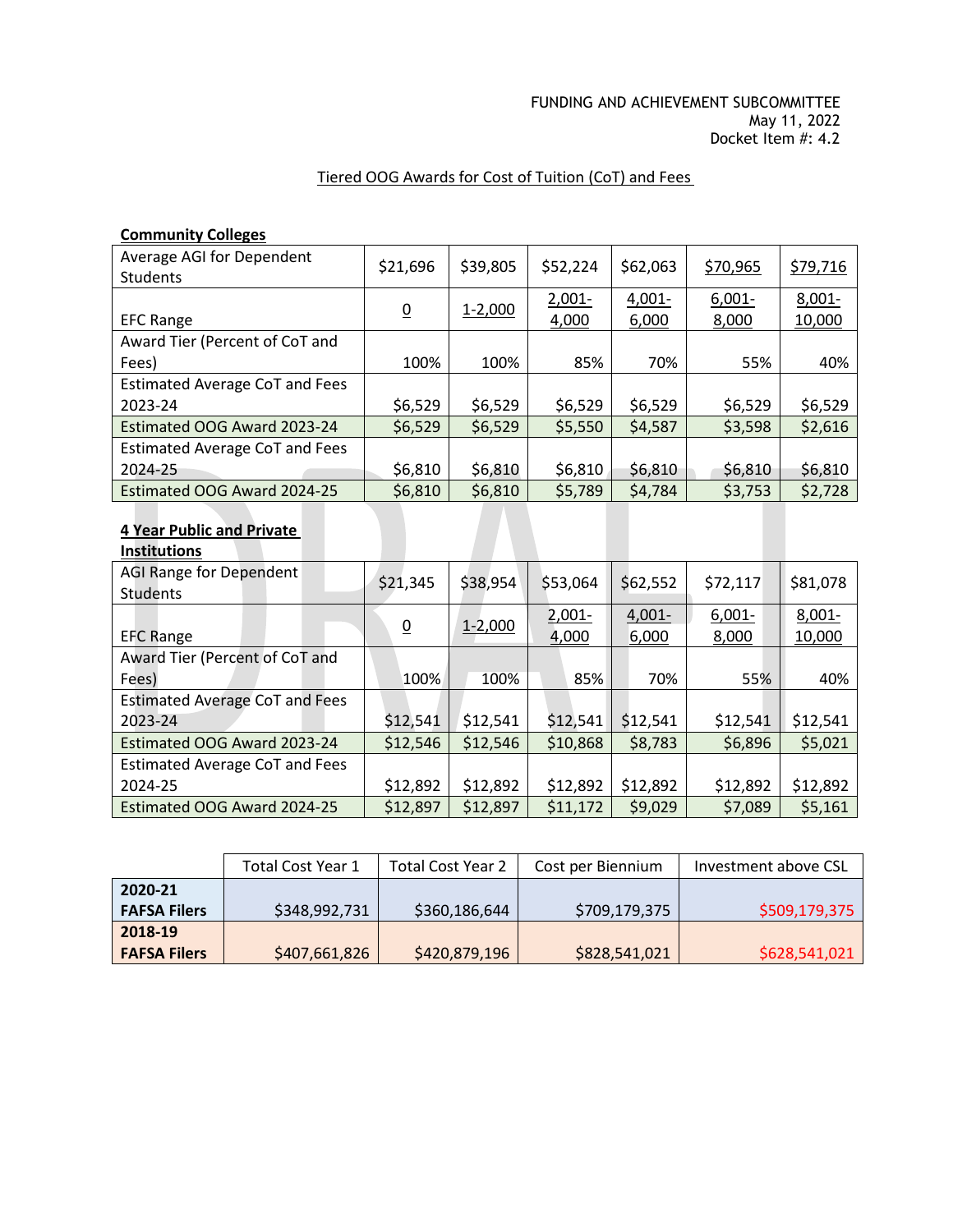FUNDING AND ACHIEVEMENT SUBCOMMITTEE
May 11, 2022
Docket Item #: 4.2

## Tiered OOG Awards for Cost of Tuition (CoT) and Fees

**Community Colleges**

| | | | | | | |
|---|---|---|---|---|---|---|
| Average AGI for Dependent Students | $21,696 | $39,805 | $52,224 | $62,063 | $70,965 | $79,716 |
| EFC Range | 0 | 1-2,000 | 2,001-4,000 | 4,001-6,000 | 6,001-8,000 | 8,001-10,000 |
| Award Tier (Percent of CoT and Fees) | 100% | 100% | 85% | 70% | 55% | 40% |
| Estimated Average CoT and Fees 2023-24 | $6,529 | $6,529 | $6,529 | $6,529 | $6,529 | $6,529 |
| Estimated OOG Award 2023-24 | $6,529 | $6,529 | $5,550 | $4,587 | $3,598 | $2,616 |
| Estimated Average CoT and Fees 2024-25 | $6,810 | $6,810 | $6,810 | $6,810 | $6,810 | $6,810 |
| Estimated OOG Award 2024-25 | $6,810 | $6,810 | $5,789 | $4,784 | $3,753 | $2,728 |

**4 Year Public and Private Institutions**

| | | | | | | |
|---|---|---|---|---|---|---|
| AGI Range for Dependent Students | $21,345 | $38,954 | $53,064 | $62,552 | $72,117 | $81,078 |
| EFC Range | 0 | 1-2,000 | 2,001-4,000 | 4,001-6,000 | 6,001-8,000 | 8,001-10,000 |
| Award Tier (Percent of CoT and Fees) | 100% | 100% | 85% | 70% | 55% | 40% |
| Estimated Average CoT and Fees 2023-24 | $12,541 | $12,541 | $12,541 | $12,541 | $12,541 | $12,541 |
| Estimated OOG Award 2023-24 | $12,546 | $12,546 | $10,868 | $8,783 | $6,896 | $5,021 |
| Estimated Average CoT and Fees 2024-25 | $12,892 | $12,892 | $12,892 | $12,892 | $12,892 | $12,892 |
| Estimated OOG Award 2024-25 | $12,897 | $12,897 | $11,172 | $9,029 | $7,089 | $5,161 |

| | Total Cost Year 1 | Total Cost Year 2 | Cost per Biennium | Investment above CSL |
|---|---|---|---|---|
| **2020-21 FAFSA Filers** | $348,992,731 | $360,186,644 | $709,179,375 | $509,179,375 |
| **2018-19 FAFSA Filers** | $407,661,826 | $420,879,196 | $828,541,021 | $628,541,021 |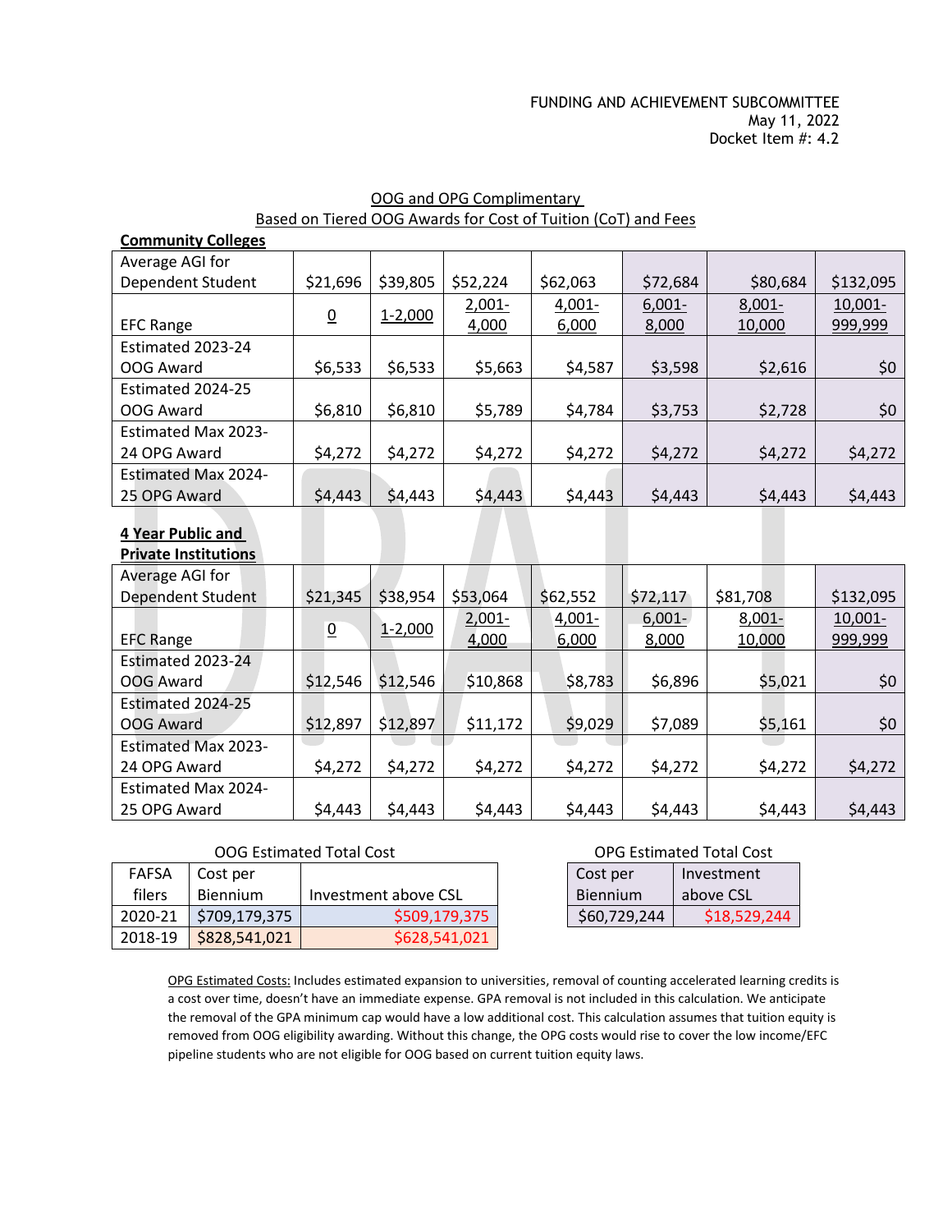FUNDING AND ACHIEVEMENT SUBCOMMITTEE
May 11, 2022
Docket Item #: 4.2

## OOG and OPG Complimentary
## Based on Tiered OOG Awards for Cost of Tuition (CoT) and Fees

**Community Colleges**

| | | | | | | | |
|---|---|---|---|---|---|---|---|
| Average AGI for Dependent Student | $21,696 | $39,805 | $52,224 | $62,063 | $72,684 | $80,684 | $132,095 |
| EFC Range | 0 | 1-2,000 | 2,001-4,000 | 4,001-6,000 | 6,001-8,000 | 8,001-10,000 | 10,001-999,999 |
| Estimated 2023-24 OOG Award | $6,533 | $6,533 | $5,663 | $4,587 | $3,598 | $2,616 | $0 |
| Estimated 2024-25 OOG Award | $6,810 | $6,810 | $5,789 | $4,784 | $3,753 | $2,728 | $0 |
| Estimated Max 2023-24 OPG Award | $4,272 | $4,272 | $4,272 | $4,272 | $4,272 | $4,272 | $4,272 |
| Estimated Max 2024-25 OPG Award | $4,443 | $4,443 | $4,443 | $4,443 | $4,443 | $4,443 | $4,443 |

**4 Year Public and Private Institutions**

| | | | | | | | |
|---|---|---|---|---|---|---|---|
| Average AGI for Dependent Student | $21,345 | $38,954 | $53,064 | $62,552 | $72,117 | $81,708 | $132,095 |
| EFC Range | 0 | 1-2,000 | 2,001-4,000 | 4,001-6,000 | 6,001-8,000 | 8,001-10,000 | 10,001-999,999 |
| Estimated 2023-24 OOG Award | $12,546 | $12,546 | $10,868 | $8,783 | $6,896 | $5,021 | $0 |
| Estimated 2024-25 OOG Award | $12,897 | $12,897 | $11,172 | $9,029 | $7,089 | $5,161 | $0 |
| Estimated Max 2023-24 OPG Award | $4,272 | $4,272 | $4,272 | $4,272 | $4,272 | $4,272 | $4,272 |
| Estimated Max 2024-25 OPG Award | $4,443 | $4,443 | $4,443 | $4,443 | $4,443 | $4,443 | $4,443 |

OOG Estimated Total Cost

| FAFSA filers | Cost per Biennium | Investment above CSL |
|---|---|---|
| 2020-21 | $709,179,375 | $509,179,375 |
| 2018-19 | $828,541,021 | $628,541,021 |

OPG Estimated Total Cost

| Cost per Biennium | Investment above CSL |
|---|---|
| $60,729,244 | $18,529,244 |

OPG Estimated Costs: Includes estimated expansion to universities, removal of counting accelerated learning credits is a cost over time, doesn't have an immediate expense. GPA removal is not included in this calculation. We anticipate the removal of the GPA minimum cap would have a low additional cost. This calculation assumes that tuition equity is removed from OOG eligibility awarding. Without this change, the OPG costs would rise to cover the low income/EFC pipeline students who are not eligible for OOG based on current tuition equity laws.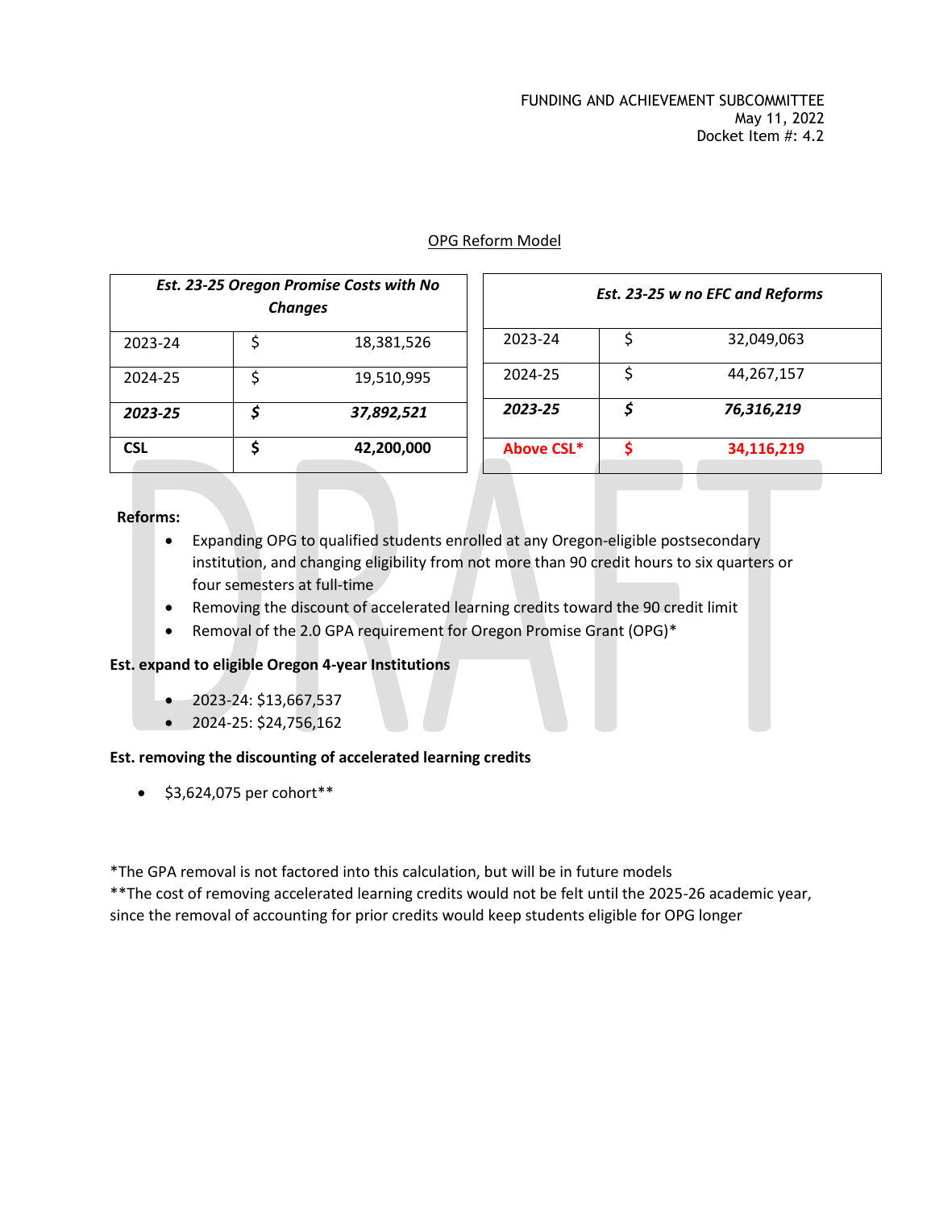FUNDING AND ACHIEVEMENT SUBCOMMITTEE
May 11, 2022
Docket Item #: 4.2

## OPG Reform Model

| *Est. 23-25 Oregon Promise Costs with No Changes* | | |
|---|---|---|
| 2023-24 | $ | 18,381,526 |
| 2024-25 | $ | 19,510,995 |
| ***2023-25*** | ***$*** | ***37,892,521*** |
| **CSL** | **$** | **42,200,000** |

| *Est. 23-25 w no EFC and Reforms* | | |
|---|---|---|
| 2023-24 | $ | 32,049,063 |
| 2024-25 | $ | 44,267,157 |
| ***2023-25*** | ***$*** | ***76,316,219*** |
| **Above CSL*** | **$** | **34,116,219** |

**Reforms:**

- Expanding OPG to qualified students enrolled at any Oregon-eligible postsecondary institution, and changing eligibility from not more than 90 credit hours to six quarters or four semesters at full-time
- Removing the discount of accelerated learning credits toward the 90 credit limit
- Removal of the 2.0 GPA requirement for Oregon Promise Grant (OPG)*

**Est. expand to eligible Oregon 4-year Institutions**

- 2023-24: $13,667,537
- 2024-25: $24,756,162

**Est. removing the discounting of accelerated learning credits**

- $3,624,075 per cohort**

*The GPA removal is not factored into this calculation, but will be in future models

**The cost of removing accelerated learning credits would not be felt until the 2025-26 academic year, since the removal of accounting for prior credits would keep students eligible for OPG longer